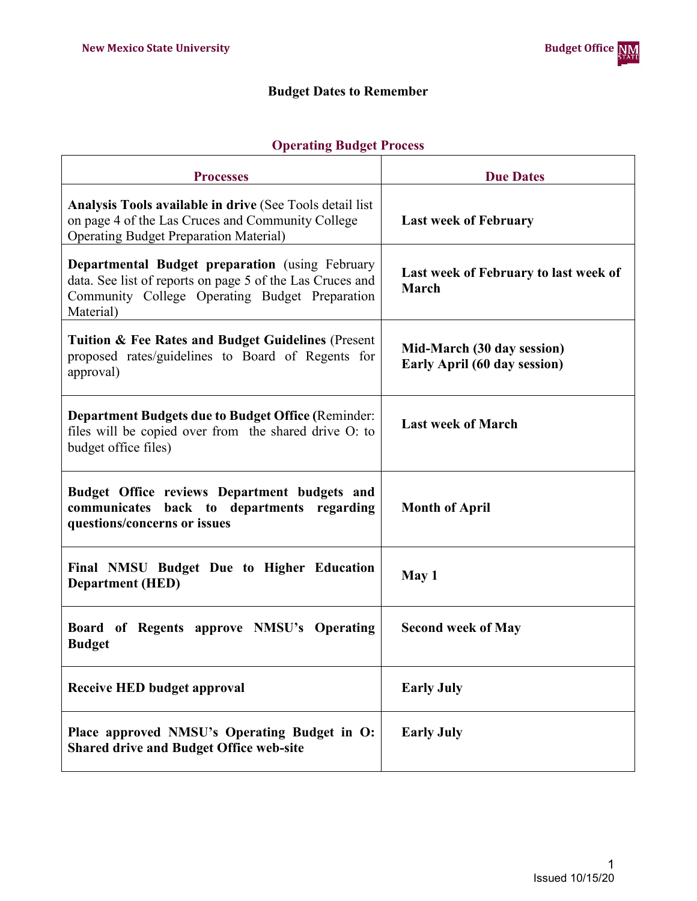# Budget Dates to Remember

## Operating Budget Process

| Processes | Due Dates |
|---|---|
| **Analysis Tools available in drive** (See Tools detail list on page 4 of the Las Cruces and Community College Operating Budget Preparation Material) | **Last week of February** |
| **Departmental Budget preparation** (using February data. See list of reports on page 5 of the Las Cruces and Community College Operating Budget Preparation Material) | **Last week of February to last week of March** |
| **Tuition & Fee Rates and Budget Guidelines** (Present proposed rates/guidelines to Board of Regents for approval) | **Mid-March (30 day session)**<br>**Early April (60 day session)** |
| **Department Budgets due to Budget Office (**Reminder: files will be copied over from the shared drive O: to budget office files) | **Last week of March** |
| **Budget Office reviews Department budgets and communicates back to departments regarding questions/concerns or issues** | **Month of April** |
| **Final NMSU Budget Due to Higher Education Department (HED)** | **May 1** |
| **Board of Regents approve NMSU's Operating Budget** | **Second week of May** |
| **Receive HED budget approval** | **Early July** |
| **Place approved NMSU's Operating Budget in O: Shared drive and Budget Office web-site** | **Early July** |

Issued 10/15/20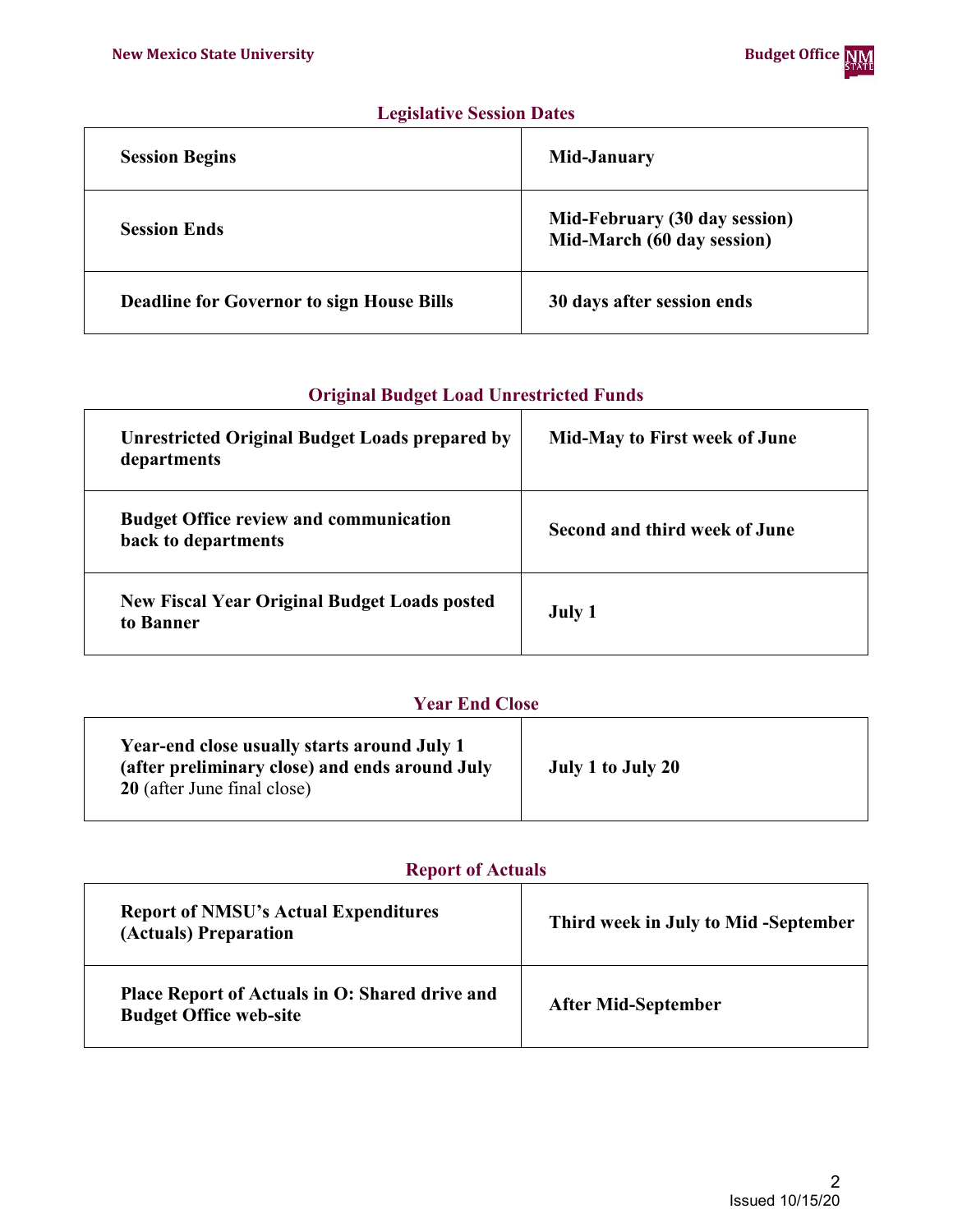### Legislative Session Dates

| | |
|---|---|
| **Session Begins** | **Mid-January** |
| **Session Ends** | **Mid-February (30 day session)**<br>**Mid-March (60 day session)** |
| **Deadline for Governor to sign House Bills** | **30 days after session ends** |

### Original Budget Load Unrestricted Funds

| | |
|---|---|
| **Unrestricted Original Budget Loads prepared by departments** | **Mid-May to First week of June** |
| **Budget Office review and communication back to departments** | **Second and third week of June** |
| **New Fiscal Year Original Budget Loads posted to Banner** | **July 1** |

### Year End Close

| | |
|---|---|
| **Year-end close usually starts around July 1 (after preliminary close) and ends around July 20** (after June final close) | **July 1 to July 20** |

### Report of Actuals

| | |
|---|---|
| **Report of NMSU's Actual Expenditures (Actuals) Preparation** | **Third week in July to Mid -September** |
| **Place Report of Actuals in O: Shared drive and Budget Office web-site** | **After Mid-September** |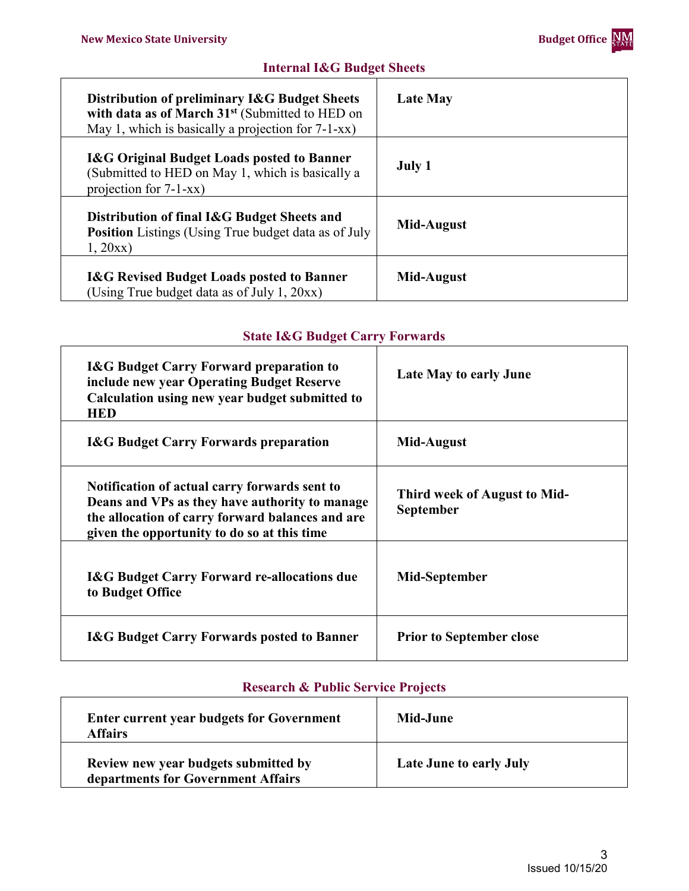## Internal I&G Budget Sheets

| | |
|---|---|
| **Distribution of preliminary I&G Budget Sheets with data as of March 31st** (Submitted to HED on May 1, which is basically a projection for 7-1-xx) | **Late May** |
| **I&G Original Budget Loads posted to Banner** (Submitted to HED on May 1, which is basically a projection for 7-1-xx) | **July 1** |
| **Distribution of final I&G Budget Sheets and Position** Listings (Using True budget data as of July 1, 20xx) | **Mid-August** |
| **I&G Revised Budget Loads posted to Banner** (Using True budget data as of July 1, 20xx) | **Mid-August** |

## State I&G Budget Carry Forwards

| | |
|---|---|
| **I&G Budget Carry Forward preparation to include new year Operating Budget Reserve Calculation using new year budget submitted to HED** | **Late May to early June** |
| **I&G Budget Carry Forwards preparation** | **Mid-August** |
| **Notification of actual carry forwards sent to Deans and VPs as they have authority to manage the allocation of carry forward balances and are given the opportunity to do so at this time** | **Third week of August to Mid-September** |
| **I&G Budget Carry Forward re-allocations due to Budget Office** | **Mid-September** |
| **I&G Budget Carry Forwards posted to Banner** | **Prior to September close** |

## Research & Public Service Projects

| | |
|---|---|
| **Enter current year budgets for Government Affairs** | **Mid-June** |
| **Review new year budgets submitted by departments for Government Affairs** | **Late June to early July** |

Issued 10/15/20